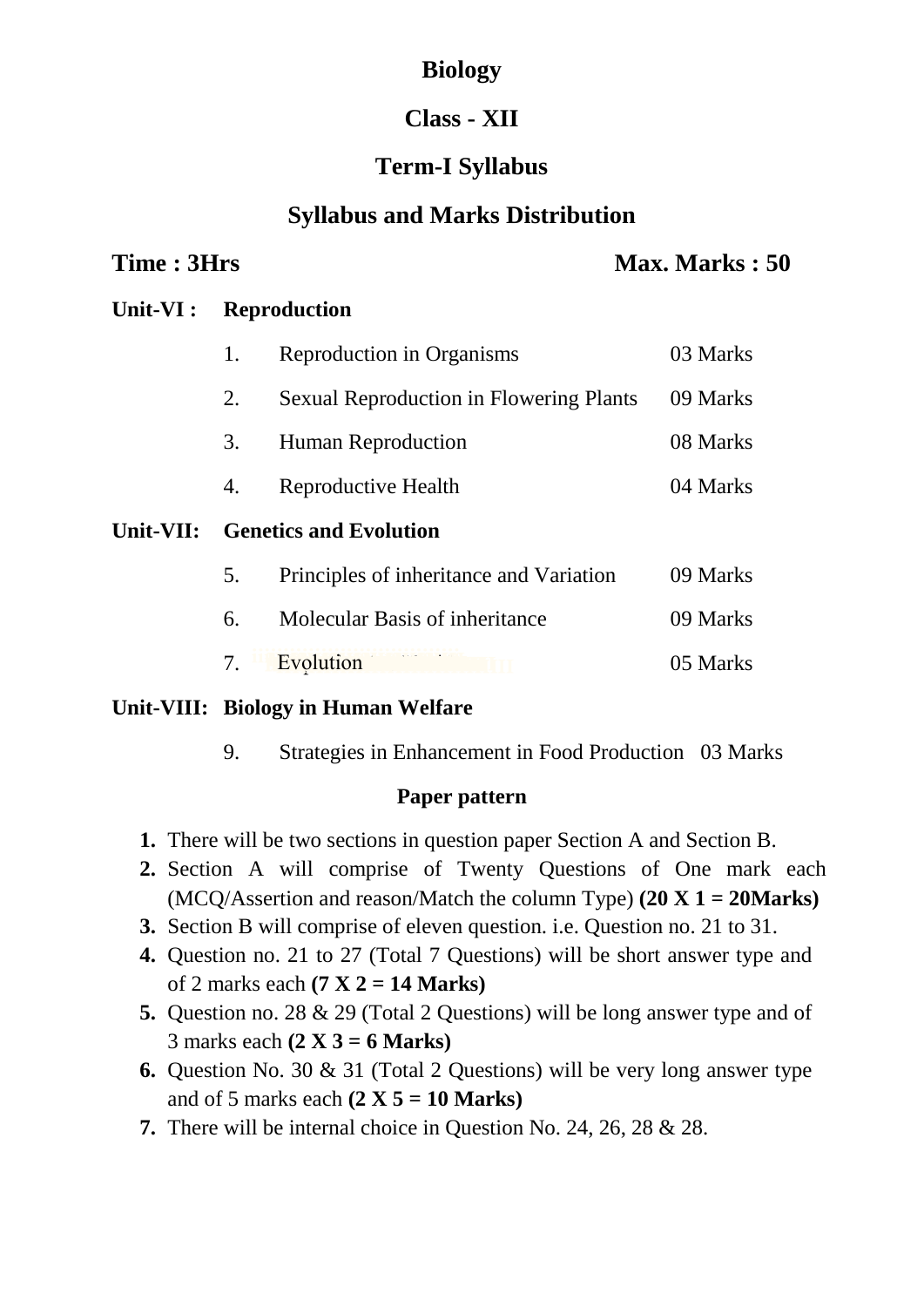# Biology

## Class - XII

## Term-I Syllabus

## Syllabus and Marks Distribution

**Time : 3Hrs** **Max. Marks : 50**

**Unit-VI : Reproduction**

| | | |
|---|---|---|
| 1. | Reproduction in Organisms | 03 Marks |
| 2. | Sexual Reproduction in Flowering Plants | 09 Marks |
| 3. | Human Reproduction | 08 Marks |
| 4. | Reproductive Health | 04 Marks |

**Unit-VII: Genetics and Evolution**

| | | |
|---|---|---|
| 5. | Principles of inheritance and Variation | 09 Marks |
| 6. | Molecular Basis of inheritance | 09 Marks |
| 7. | Evolution | 05 Marks |

**Unit-VIII: Biology in Human Welfare**

| | | |
|---|---|---|
| 9. | Strategies in Enhancement in Food Production | 03 Marks |

### Paper pattern

1. There will be two sections in question paper Section A and Section B.
2. Section A will comprise of Twenty Questions of One mark each (MCQ/Assertion and reason/Match the column Type) **(20 X 1 = 20Marks)**
3. Section B will comprise of eleven question. i.e. Question no. 21 to 31.
4. Question no. 21 to 27 (Total 7 Questions) will be short answer type and of 2 marks each **(7 X 2 = 14 Marks)**
5. Question no. 28 & 29 (Total 2 Questions) will be long answer type and of 3 marks each **(2 X 3 = 6 Marks)**
6. Question No. 30 & 31 (Total 2 Questions) will be very long answer type and of 5 marks each **(2 X 5 = 10 Marks)**
7. There will be internal choice in Question No. 24, 26, 28 & 28.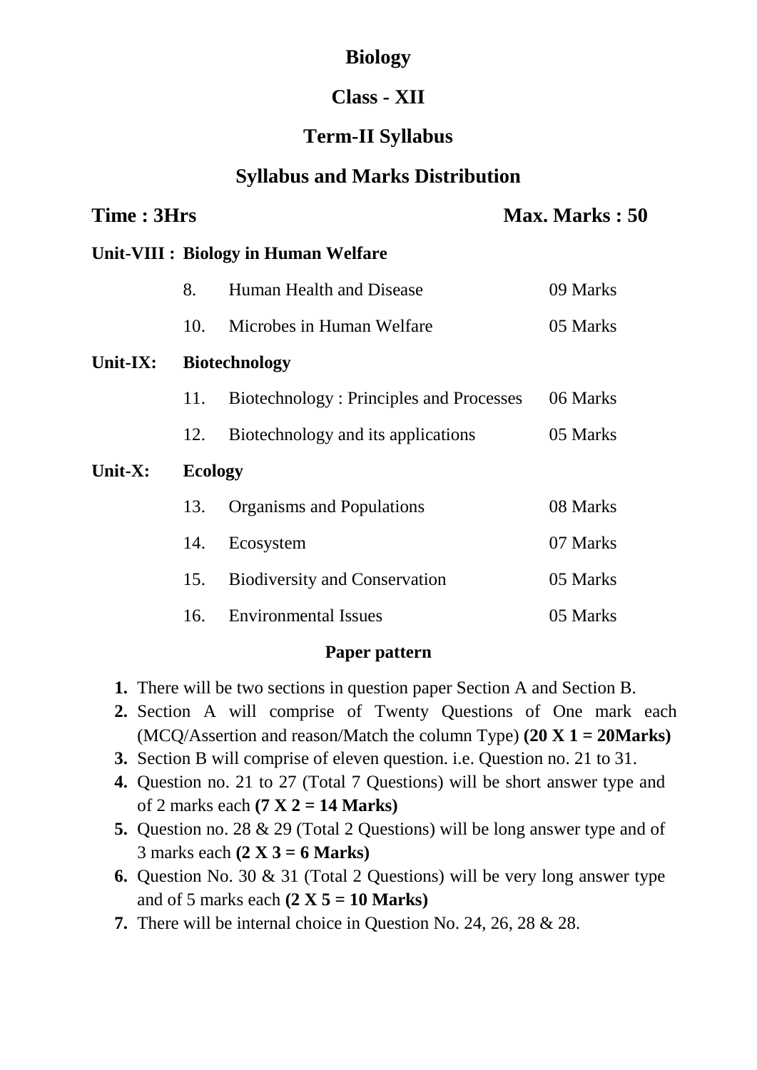# Biology

## Class - XII

## Term-II Syllabus

## Syllabus and Marks Distribution

**Time : 3Hrs** **Max. Marks : 50**

| | | | |
|---|---|---|---|
| **Unit-VIII :** | **Biology in Human Welfare** | | |
| | 8. | Human Health and Disease | 09 Marks |
| | 10. | Microbes in Human Welfare | 05 Marks |
| **Unit-IX:** | **Biotechnology** | | |
| | 11. | Biotechnology : Principles and Processes | 06 Marks |
| | 12. | Biotechnology and its applications | 05 Marks |
| **Unit-X:** | **Ecology** | | |
| | 13. | Organisms and Populations | 08 Marks |
| | 14. | Ecosystem | 07 Marks |
| | 15. | Biodiversity and Conservation | 05 Marks |
| | 16. | Environmental Issues | 05 Marks |

### Paper pattern

1. There will be two sections in question paper Section A and Section B.
2. Section A will comprise of Twenty Questions of One mark each (MCQ/Assertion and reason/Match the column Type) **(20 X 1 = 20Marks)**
3. Section B will comprise of eleven question. i.e. Question no. 21 to 31.
4. Question no. 21 to 27 (Total 7 Questions) will be short answer type and of 2 marks each **(7 X 2 = 14 Marks)**
5. Question no. 28 & 29 (Total 2 Questions) will be long answer type and of 3 marks each **(2 X 3 = 6 Marks)**
6. Question No. 30 & 31 (Total 2 Questions) will be very long answer type and of 5 marks each **(2 X 5 = 10 Marks)**
7. There will be internal choice in Question No. 24, 26, 28 & 28.